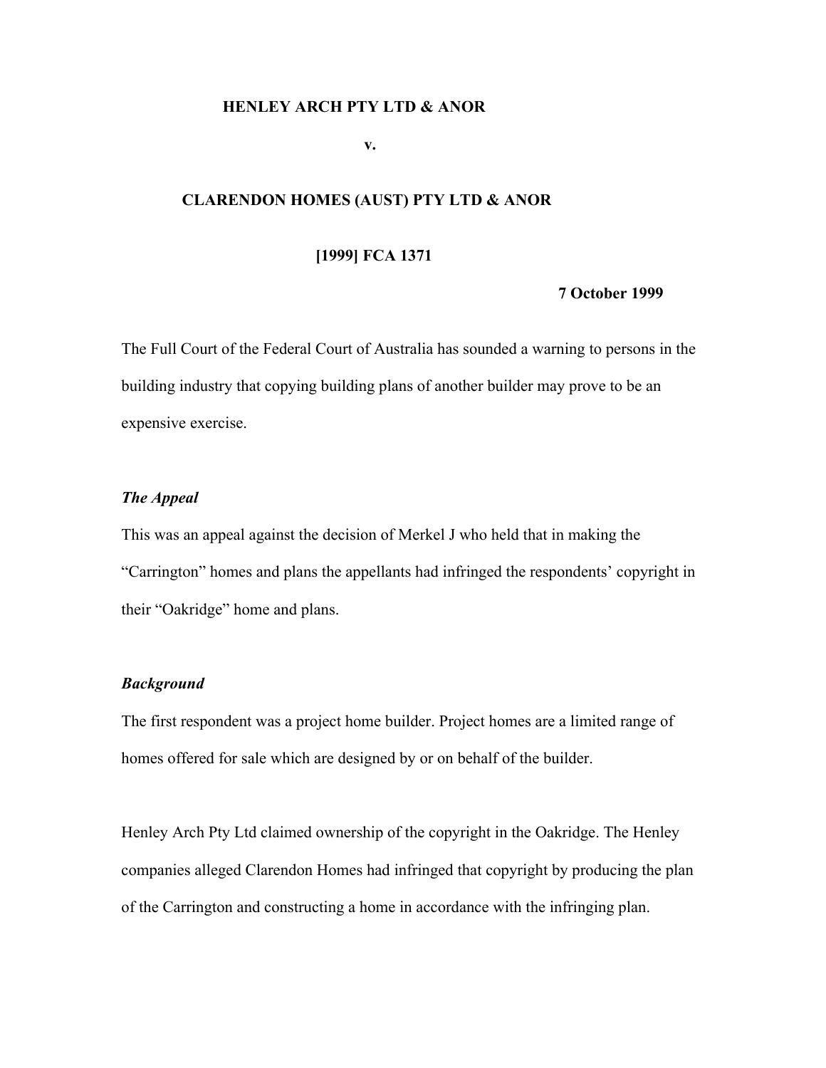**HENLEY ARCH PTY LTD & ANOR**

**v.**

**CLARENDON HOMES (AUST) PTY LTD & ANOR**

**[1999] FCA 1371**

**7 October 1999**

The Full Court of the Federal Court of Australia has sounded a warning to persons in the building industry that copying building plans of another builder may prove to be an expensive exercise.

***The Appeal***

This was an appeal against the decision of Merkel J who held that in making the "Carrington" homes and plans the appellants had infringed the respondents' copyright in their "Oakridge" home and plans.

***Background***

The first respondent was a project home builder. Project homes are a limited range of homes offered for sale which are designed by or on behalf of the builder.

Henley Arch Pty Ltd claimed ownership of the copyright in the Oakridge. The Henley companies alleged Clarendon Homes had infringed that copyright by producing the plan of the Carrington and constructing a home in accordance with the infringing plan.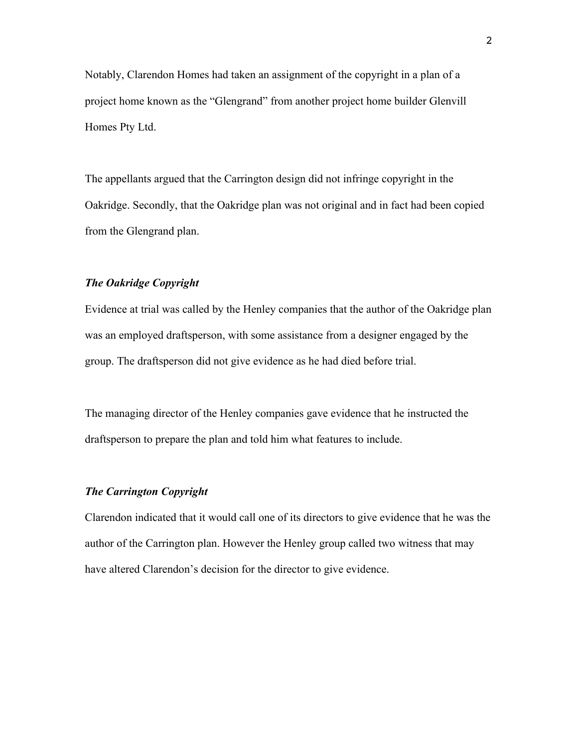Notably, Clarendon Homes had taken an assignment of the copyright in a plan of a project home known as the "Glengrand" from another project home builder Glenvill Homes Pty Ltd.

The appellants argued that the Carrington design did not infringe copyright in the Oakridge. Secondly, that the Oakridge plan was not original and in fact had been copied from the Glengrand plan.

***The Oakridge Copyright***

Evidence at trial was called by the Henley companies that the author of the Oakridge plan was an employed draftsperson, with some assistance from a designer engaged by the group. The draftsperson did not give evidence as he had died before trial.

The managing director of the Henley companies gave evidence that he instructed the draftsperson to prepare the plan and told him what features to include.

***The Carrington Copyright***

Clarendon indicated that it would call one of its directors to give evidence that he was the author of the Carrington plan. However the Henley group called two witness that may have altered Clarendon's decision for the director to give evidence.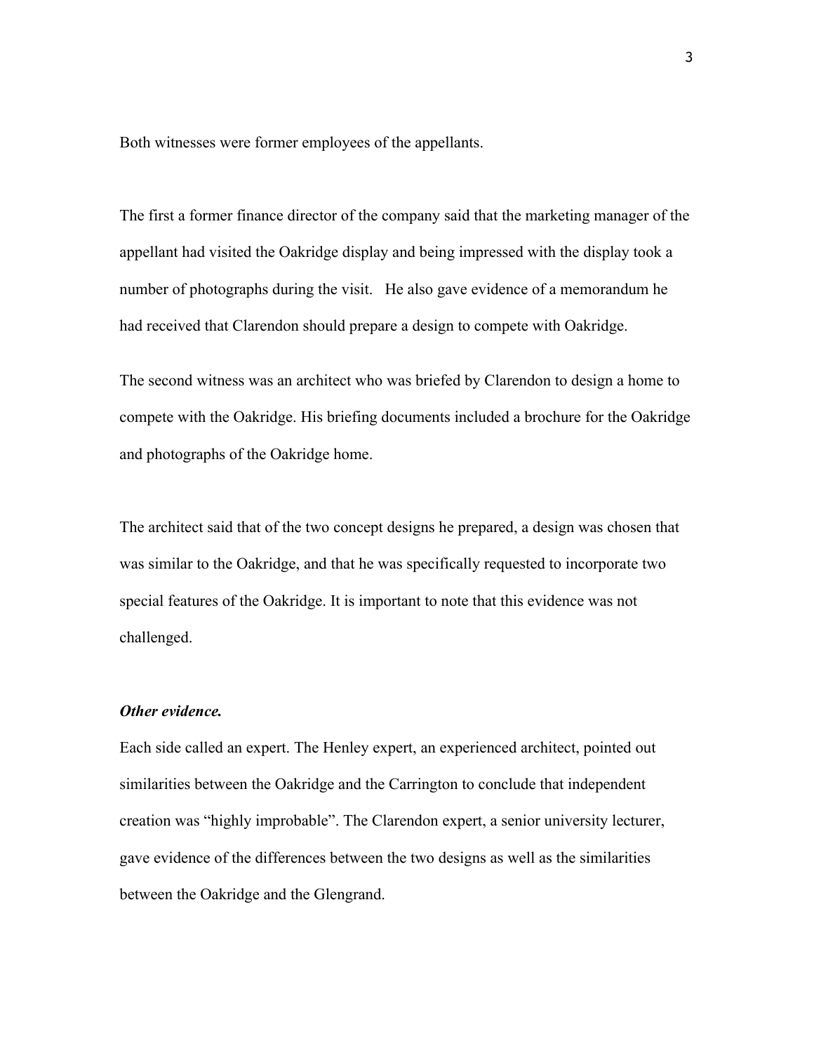Both witnesses were former employees of the appellants.

The first a former finance director of the company said that the marketing manager of the appellant had visited the Oakridge display and being impressed with the display took a number of photographs during the visit. He also gave evidence of a memorandum he had received that Clarendon should prepare a design to compete with Oakridge.

The second witness was an architect who was briefed by Clarendon to design a home to compete with the Oakridge. His briefing documents included a brochure for the Oakridge and photographs of the Oakridge home.

The architect said that of the two concept designs he prepared, a design was chosen that was similar to the Oakridge, and that he was specifically requested to incorporate two special features of the Oakridge. It is important to note that this evidence was not challenged.

***Other evidence.***

Each side called an expert. The Henley expert, an experienced architect, pointed out similarities between the Oakridge and the Carrington to conclude that independent creation was "highly improbable". The Clarendon expert, a senior university lecturer, gave evidence of the differences between the two designs as well as the similarities between the Oakridge and the Glengrand.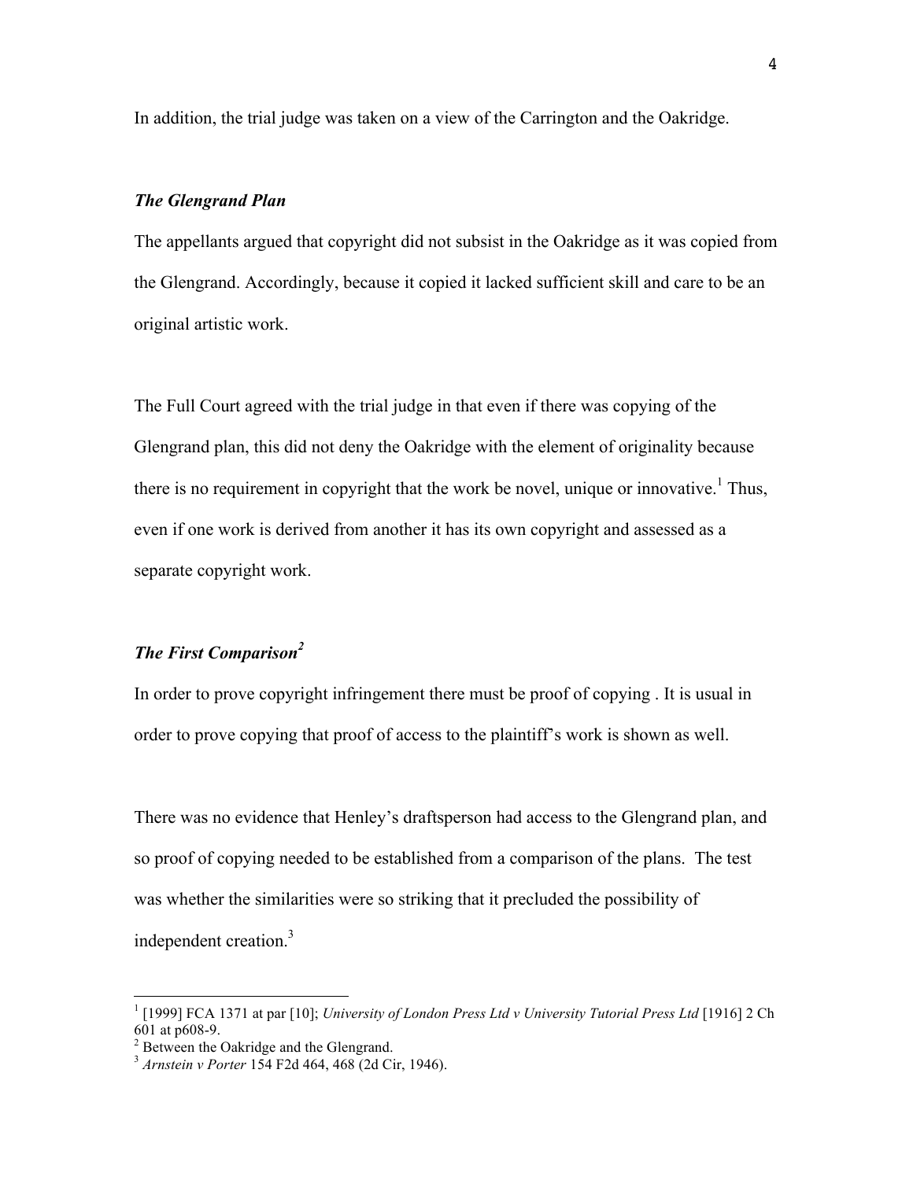In addition, the trial judge was taken on a view of the Carrington and the Oakridge.

### *The Glengrand Plan*

The appellants argued that copyright did not subsist in the Oakridge as it was copied from the Glengrand. Accordingly, because it copied it lacked sufficient skill and care to be an original artistic work.

The Full Court agreed with the trial judge in that even if there was copying of the Glengrand plan, this did not deny the Oakridge with the element of originality because there is no requirement in copyright that the work be novel, unique or innovative.[1] Thus, even if one work is derived from another it has its own copyright and assessed as a separate copyright work.

### *The First Comparison*[2]

In order to prove copyright infringement there must be proof of copying . It is usual in order to prove copying that proof of access to the plaintiff's work is shown as well.

There was no evidence that Henley's draftsperson had access to the Glengrand plan, and so proof of copying needed to be established from a comparison of the plans. The test was whether the similarities were so striking that it precluded the possibility of independent creation.[3]

---

[1] [1999] FCA 1371 at par [10]; *University of London Press Ltd v University Tutorial Press Ltd* [1916] 2 Ch 601 at p608-9.

[2] Between the Oakridge and the Glengrand.

[3] *Arnstein v Porter* 154 F2d 464, 468 (2d Cir, 1946).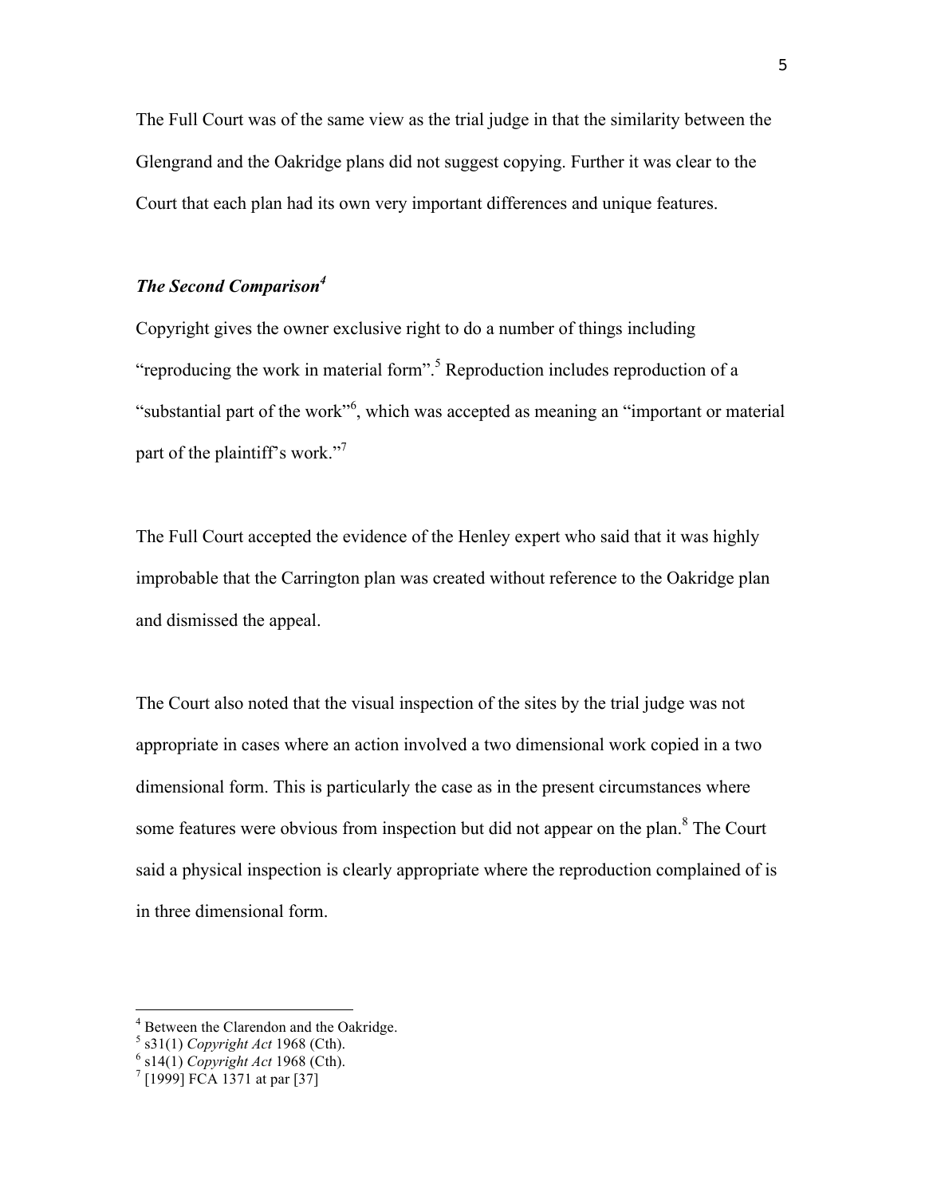The Full Court was of the same view as the trial judge in that the similarity between the Glengrand and the Oakridge plans did not suggest copying. Further it was clear to the Court that each plan had its own very important differences and unique features.

### *The Second Comparison*[4]

Copyright gives the owner exclusive right to do a number of things including "reproducing the work in material form".[5] Reproduction includes reproduction of a "substantial part of the work"[6], which was accepted as meaning an "important or material part of the plaintiff's work."[7]

The Full Court accepted the evidence of the Henley expert who said that it was highly improbable that the Carrington plan was created without reference to the Oakridge plan and dismissed the appeal.

The Court also noted that the visual inspection of the sites by the trial judge was not appropriate in cases where an action involved a two dimensional work copied in a two dimensional form. This is particularly the case as in the present circumstances where some features were obvious from inspection but did not appear on the plan.[8] The Court said a physical inspection is clearly appropriate where the reproduction complained of is in three dimensional form.

---

[4] Between the Clarendon and the Oakridge.

[5] s31(1) *Copyright Act* 1968 (Cth).

[6] s14(1) *Copyright Act* 1968 (Cth).

[7] [1999] FCA 1371 at par [37]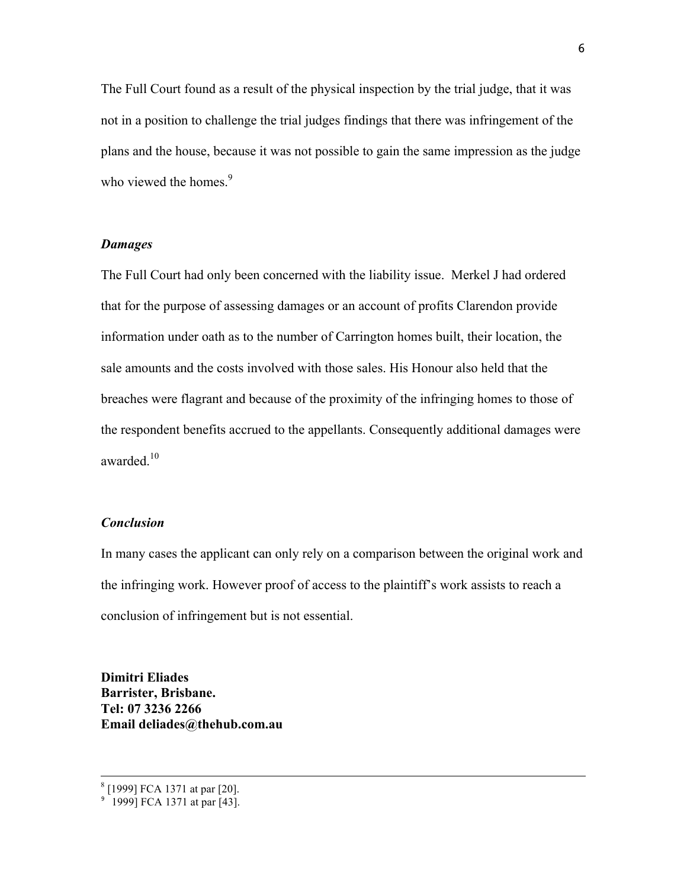The Full Court found as a result of the physical inspection by the trial judge, that it was not in a position to challenge the trial judges findings that there was infringement of the plans and the house, because it was not possible to gain the same impression as the judge who viewed the homes.[9]

### *Damages*

The Full Court had only been concerned with the liability issue. Merkel J had ordered that for the purpose of assessing damages or an account of profits Clarendon provide information under oath as to the number of Carrington homes built, their location, the sale amounts and the costs involved with those sales. His Honour also held that the breaches were flagrant and because of the proximity of the infringing homes to those of the respondent benefits accrued to the appellants. Consequently additional damages were awarded.[10]

### *Conclusion*

In many cases the applicant can only rely on a comparison between the original work and the infringing work. However proof of access to the plaintiff's work assists to reach a conclusion of infringement but is not essential.

**Dimitri Eliades**
**Barrister, Brisbane.**
**Tel: 07 3236 2266**
**Email deliades@thehub.com.au**

---

[8] [1999] FCA 1371 at par [20].
[9] 1999] FCA 1371 at par [43].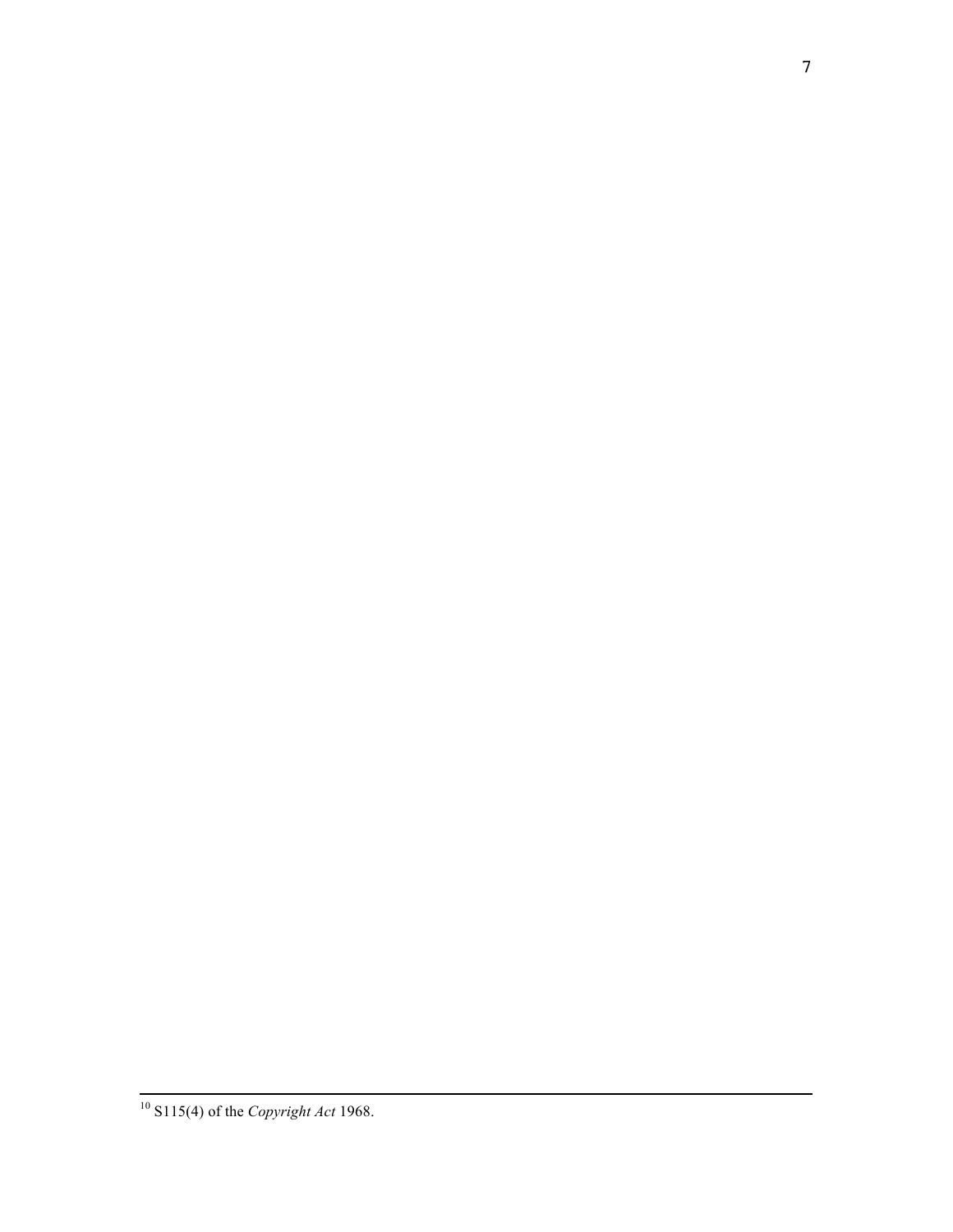[10] S115(4) of the *Copyright Act* 1968.